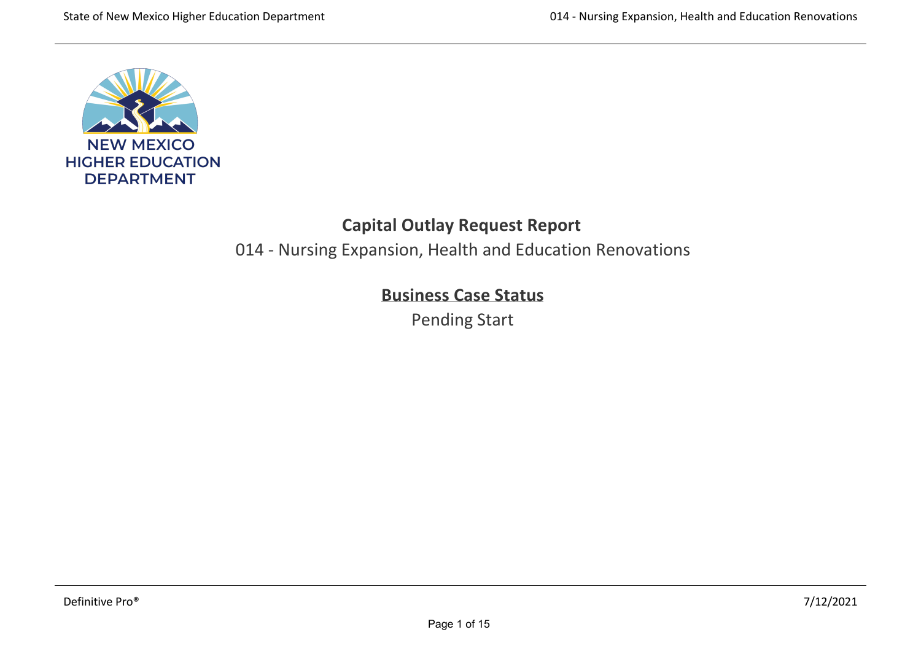# Capital Outlay Request Report

014 - Nursing Expansion, Health and Education Renovations

## Business Case Status

Pending Start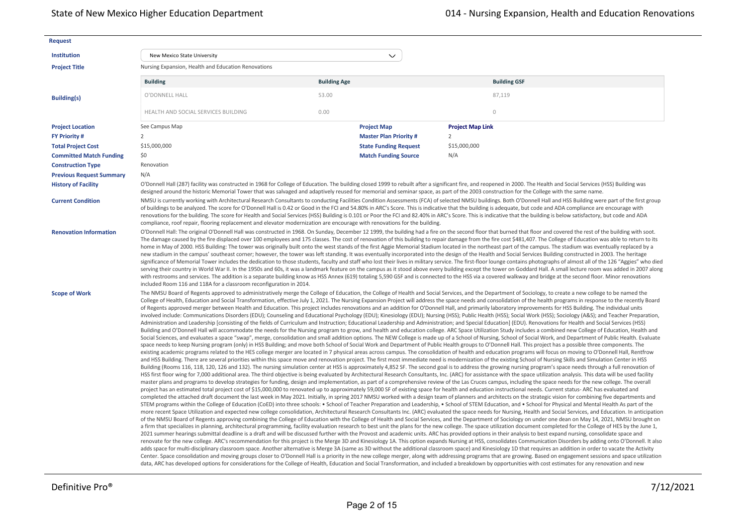**Request**

| | |
|---|---|
| **Institution** | New Mexico State University |
| **Project Title** | Nursing Expansion, Health and Education Renovations |

**Building(s)**

| Building | Building Age | Building GSF |
|---|---|---|
| O'DONNELL HALL | 53.00 | 87,119 |
| HEALTH AND SOCIAL SERVICES BUILDING | 0.00 | 0 |

| | | | |
|---|---|---|---|
| **Project Location** | See Campus Map | **Project Map** | **Project Map Link** |
| **FY Priority #** | 2 | **Master Plan Priority #** | 2 |
| **Total Project Cost** | $15,000,000 | **State Funding Request** | $15,000,000 |
| **Committed Match Funding** | $0 | **Match Funding Source** | N/A |
| **Construction Type** | Renovation | | |
| **Previous Request Summary** | N/A | | |

**History of Facility**

O'Donnell Hall (287) facility was constructed in 1968 for College of Education. The building closed 1999 to rebuilt after a significant fire, and reopened in 2000. The Health and Social Services (HSS) Building was designed around the historic Memorial Tower that was salvaged and adaptively reused for memorial and seminar space, as part of the 2003 construction for the College with the same name.

**Current Condition**

NMSU is currently working with Architectural Research Consultants to conducting Facilities Condition Assessments (FCA) of selected NMSU buildings. Both O'Donnell Hall and HSS Building were part of the first group of buildings to be analyzed. The score for O'Donnell Hall is 0.42 or Good in the FCI and 54.80% in ARC's Score. This is indicative that the building is adequate, but code and ADA compliance are encourage with renovations for the building. The score for Health and Social Services (HSS) Building is 0.101 or Poor the FCI and 82.40% in ARC's Score. This is indicative that the building is below satisfactory, but code and ADA compliance, roof repair, flooring replacement and elevator modernization are encourage with renovations for the building.

**Renovation Information**

O'Donnell Hall: The original O'Donnell Hall was constructed in 1968. On Sunday, December 12 1999, the building had a fire on the second floor that burned that floor and covered the rest of the building with soot. The damage caused by the fire displaced over 100 employees and 175 classes. The cost of renovation of this building to repair damage from the fire cost $481,407. The College of Education was able to return to its home in May of 2000. HSS Building: The tower was originally built onto the west stands of the first Aggie Memorial Stadium located in the northeast part of the campus. The stadium was eventually replaced by a new stadium in the campus' southeast corner; however, the tower was left standing. It was eventually incorporated into the design of the Health and Social Services Building constructed in 2003. The heritage significance of Memorial Tower includes the dedication to those students, faculty and staff who lost their lives in military service. The first-floor lounge contains photographs of almost all of the 126 "Aggies" who died serving their country in World War II. In the 1950s and 60s, it was a landmark feature on the campus as it stood above every building except the tower on Goddard Hall. A small lecture room was added in 2007 along with restrooms and services. The addition is a separate building know as HSS Annex (619) totaling 5,590 GSF and is connected to the HSS via a covered walkway and bridge at the second floor. Minor renovations included Room 116 and 118A for a classroom reconfiguration in 2014.

**Scope of Work**

The NMSU Board of Regents approved to administratively merge the College of Education, the College of Health and Social Services, and the Department of Sociology, to create a new college to be named the College of Health, Education and Social Transformation, effective July 1, 2021. The Nursing Expansion Project will address the space needs and consolidation of the health programs in response to the recently Board of Regents approved merger between Health and Education. This project includes renovations and an addition for O'Donnell Hall, and primarily laboratory improvements for HSS Building. The individual units involved include: Communications Disorders (EDU); Counseling and Educational Psychology (EDU); Kinesiology (EDU); Nursing (HSS); Public Health (HSS); Social Work (HSS); Sociology (A&S); and Teacher Preparation, Administration and Leadership [consisting of the fields of Curriculum and Instruction; Educational Leadership and Administration; and Special Education] (EDU). Renovations for Health and Social Services (HSS) Building and O'Donnell Hall will accommodate the needs for the Nursing program to grow, and health and education college. ARC Space Utilization Study includes a combined new College of Education, Health and Social Sciences, and evaluates a space "swap", merge, consolidation and small addition options. The NEW College is made up of a School of Nursing, School of Social Work, and Department of Public Health. Evaluate space needs to keep Nursing program (only) in HSS Building; and move both School of Social Work and Department of Public Health groups to O'Donnell Hall. This project has a possible three components. The existing academic programs related to the HES college merger are located in 7 physical areas across campus. The consolidation of health and education programs will focus on moving to O'Donnell Hall, Rentfrow and HSS Building. There are several priorities within this space move and renovation project. The first most immediate need is modernization of the existing School of Nursing Skills and Simulation Center in HSS Building (Rooms 116, 118, 120, 126 and 132). The nursing simulation center at HSS is approximately 4,852 SF. The second goal is to address the growing nursing program's space needs through a full renovation of HSS first floor wing for 7,000 additional area. The third objective is being evaluated by Architectural Research Consultants, Inc. (ARC) for assistance with the space utilization analysis. This data will be used facility master plans and programs to develop strategies for funding, design and implementation, as part of a comprehensive review of the Las Cruces campus, including the space needs for the new college. The overall project has an estimated total project cost of $15,000,000 to renovated up to approximately 59,000 SF of existing space for health and education instructional needs. Current status- ARC has evaluated and completed the attached draft document the last week in May 2021. Initially, in spring 2017 NMSU worked with a design team of planners and architects on the strategic vision for combining five departments and STEM programs within the College of Education (CoED) into three schools: • School of Teacher Preparation and Leadership, • School of STEM Education, and • School for Physical and Mental Health As part of the more recent Space Utilization and expected new college consolidation, Architectural Research Consultants Inc. (ARC) evaluated the space needs for Nursing, Health and Social Services, and Education. In anticipation of the NMSU Board of Regents approving combining the College of Education with the College of Health and Social Services, and the Department of Sociology on under one dean on May 14, 2021, NMSU brought on a firm that specializes in planning, architectural programming, facility evaluation research to best unit the plans for the new college. The space utilization document completed for the College of HES by the June 1, 2021 summer hearings submittal deadline is a draft and will be discussed further with the Provost and academic units. ARC has provided options in their analysis to best expand nursing, consolidate space and renovate for the new college. ARC's recommendation for this project is the Merge 3D and Kinesiology 1A. This option expands Nursing at HSS, consolidates Communication Disorders by adding onto O'Donnell. It also adds space for multi-disciplinary classroom space. Another alternative is Merge 3A (same as 3D without the additional classroom space) and Kinesiology 1D that requires an addition in order to vacate the Activity Center. Space consolidation and moving groups closer to O'Donnell Hall is a priority in the new college merger, along with addressing programs that are growing. Based on engagement sessions and space utilization data, ARC has developed options for considerations for the College of Health, Education and Social Transformation, and included a breakdown by opportunities with cost estimates for any renovation and new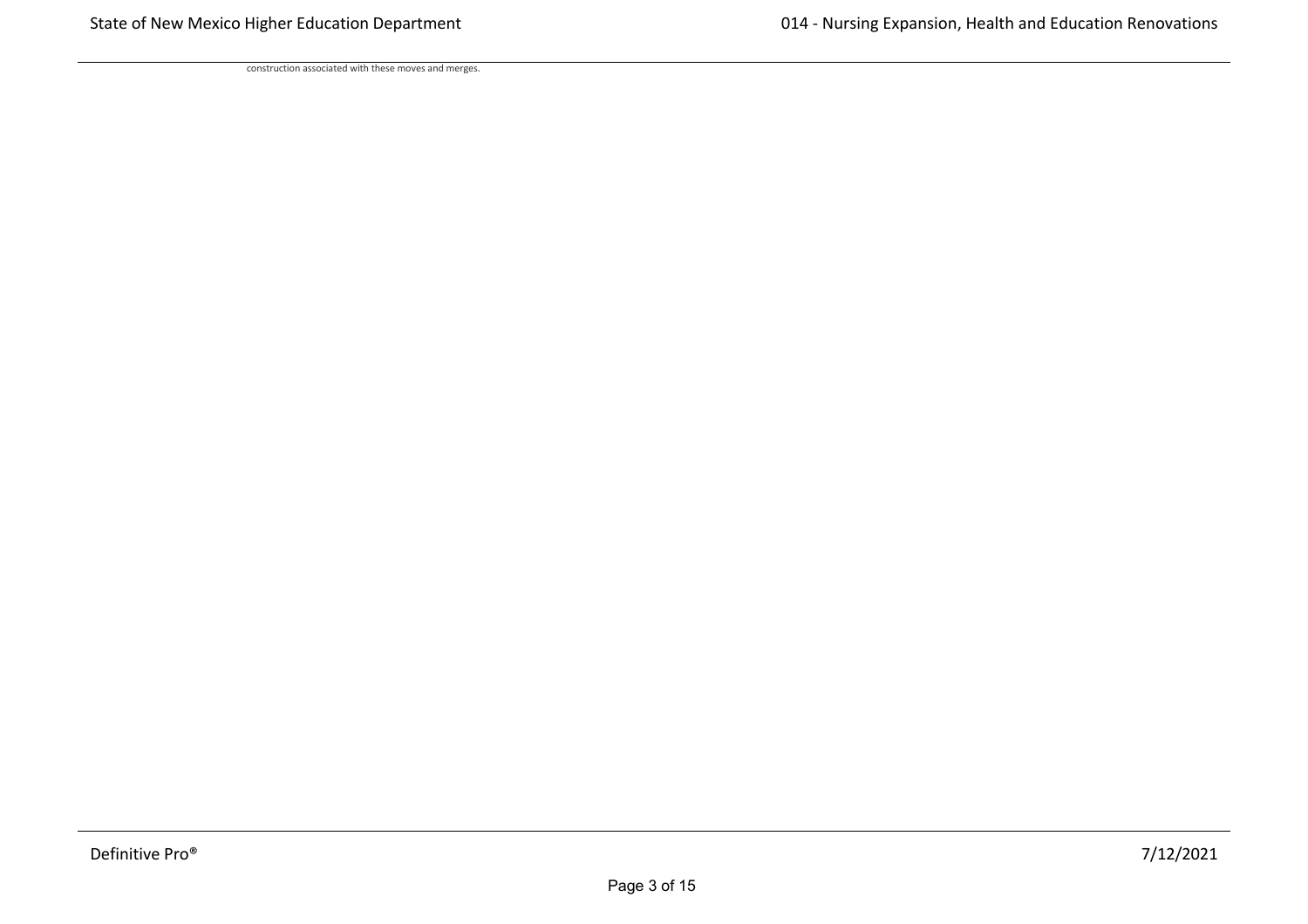construction associated with these moves and merges.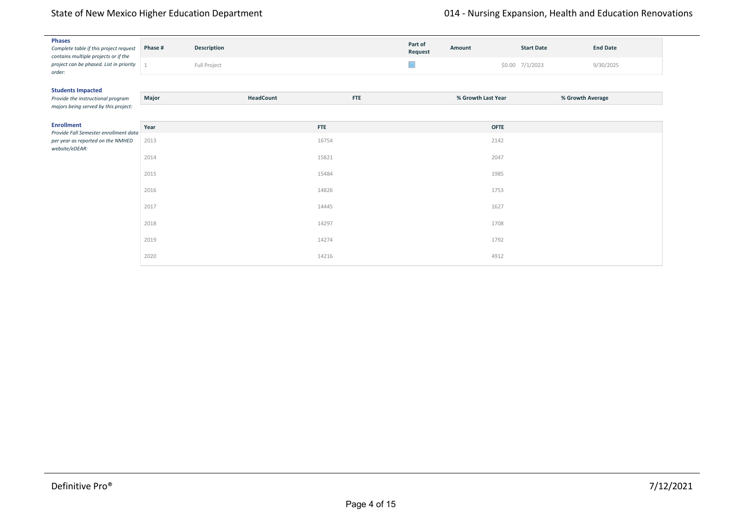**Phases**

*Complete table if this project request contains multiple projects or if the project can be phased. List in priority order:*

| Phase # | Description | Part of Request | Amount | Start Date | End Date |
|---|---|---|---|---|---|
| 1 | Full Project | ☐ | $0.00 | 7/1/2023 | 9/30/2025 |

**Students Impacted**

*Provide the instructional program majors being served by this project:*

| Major | HeadCount | FTE | % Growth Last Year | % Growth Average |
|---|---|---|---|---|

**Enrollment**

*Provide Fall Semester enrollment data per year as reported on the NMHED website/eDEAR:*

| Year | FTE | OFTE |
|---|---|---|
| 2013 | 16754 | 2142 |
| 2014 | 15821 | 2047 |
| 2015 | 15484 | 1985 |
| 2016 | 14826 | 1753 |
| 2017 | 14445 | 1627 |
| 2018 | 14297 | 1708 |
| 2019 | 14274 | 1792 |
| 2020 | 14216 | 4912 |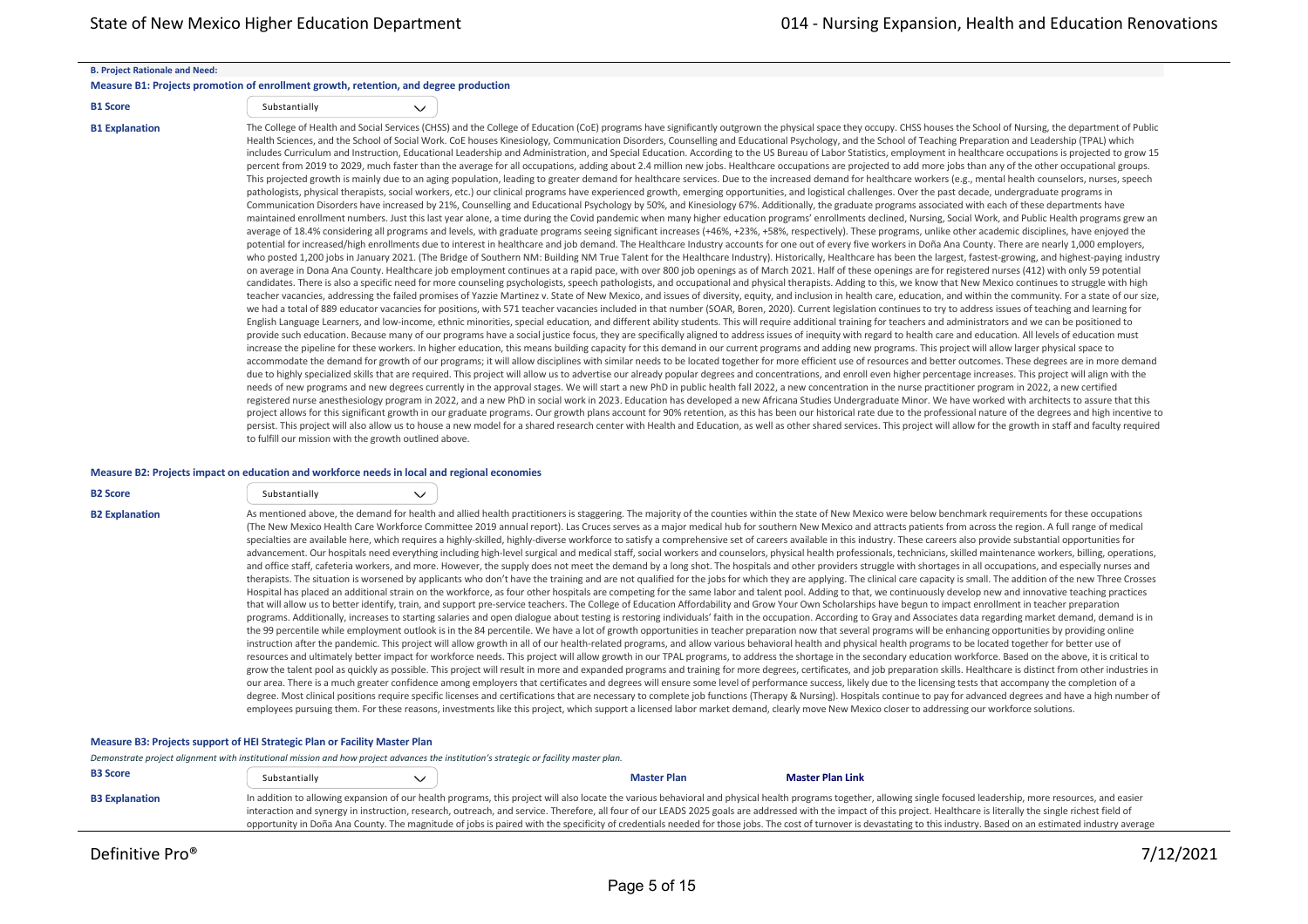#### B. Project Rationale and Need:

**Measure B1: Projects promotion of enrollment growth, retention, and degree production**

**B1 Score**: Substantially

**B1 Explanation**

The College of Health and Social Services (CHSS) and the College of Education (CoE) programs have significantly outgrown the physical space they occupy. CHSS houses the School of Nursing, the department of Public Health Sciences, and the School of Social Work. CoE houses Kinesiology, Communication Disorders, Counselling and Educational Psychology, and the School of Teaching Preparation and Leadership (TPAL) which includes Curriculum and Instruction, Educational Leadership and Administration, and Special Education. According to the US Bureau of Labor Statistics, employment in healthcare occupations is projected to grow 15 percent from 2019 to 2029, much faster than the average for all occupations, adding about 2.4 million new jobs. Healthcare occupations are projected to add more jobs than any of the other occupational groups. This projected growth is mainly due to an aging population, leading to greater demand for healthcare services. Due to the increased demand for healthcare workers (e.g., mental health counselors, nurses, speech pathologists, physical therapists, social workers, etc.) our clinical programs have experienced growth, emerging opportunities, and logistical challenges. Over the past decade, undergraduate programs in Communication Disorders have increased by 21%, Counselling and Educational Psychology by 50%, and Kinesiology 67%. Additionally, the graduate programs associated with each of these departments have maintained enrollment numbers. Just this last year alone, a time during the Covid pandemic when many higher education programs' enrollments declined, Nursing, Social Work, and Public Health programs grew an average of 18.4% considering all programs and levels, with graduate programs seeing significant increases (+46%, +23%, +58%, respectively). These programs, unlike other academic disciplines, have enjoyed the potential for increased/high enrollments due to interest in healthcare and job demand. The Healthcare Industry accounts for one out of every five workers in Doña Ana County. There are nearly 1,000 employers, who posted 1,200 jobs in January 2021. (The Bridge of Southern NM: Building NM True Talent for the Healthcare Industry). Historically, Healthcare has been the largest, fastest-growing, and highest-paying industry on average in Dona Ana County. Healthcare job employment continues at a rapid pace, with over 800 job openings as of March 2021. Half of these openings are for registered nurses (412) with only 59 potential candidates. There is also a specific need for more counseling psychologists, speech pathologists, and occupational and physical therapists. Adding to this, we know that New Mexico continues to struggle with high teacher vacancies, addressing the failed promises of Yazzie Martinez v. State of New Mexico, and issues of diversity, equity, and inclusion in health care, education, and within the community. For a state of our size, we had a total of 889 educator vacancies for positions, with 571 teacher vacancies included in that number (SOAR, Boren, 2020). Current legislation continues to try to address issues of teaching and learning for English Language Learners, and low-income, ethnic minorities, special education, and different ability students. This will require additional training for teachers and administrators and we can be positioned to provide such education. Because many of our programs have a social justice focus, they are specifically aligned to address issues of inequity with regard to health care and education. All levels of education must increase the pipeline for these workers. In higher education, this means building capacity for this demand in our current programs and adding new programs. This project will allow larger physical space to accommodate the demand for growth of our programs; it will allow disciplines with similar needs to be located together for more efficient use of resources and better outcomes. These degrees are in more demand due to highly specialized skills that are required. This project will allow us to advertise our already popular degrees and concentrations, and enroll even higher percentage increases. This project will align with the needs of new programs and new degrees currently in the approval stages. We will start a new PhD in public health fall 2022, a new concentration in the nurse practitioner program in 2022, a new certified registered nurse anesthesiology program in 2022, and a new PhD in social work in 2023. Education has developed a new Africana Studies Undergraduate Minor. We have worked with architects to assure that this project allows for this significant growth in our graduate programs. Our growth plans account for 90% retention, as this has been our historical rate due to the professional nature of the degrees and high incentive to persist. This project will also allow us to house a new model for a shared research center with Health and Education, as well as other shared services. This project will allow for the growth in staff and faculty required to fulfill our mission with the growth outlined above.

**Measure B2: Projects impact on education and workforce needs in local and regional economies**

**B2 Score**: Substantially

**B2 Explanation**

As mentioned above, the demand for health and allied health practitioners is staggering. The majority of the counties within the state of New Mexico were below benchmark requirements for these occupations (The New Mexico Health Care Workforce Committee 2019 annual report). Las Cruces serves as a major medical hub for southern New Mexico and attracts patients from across the region. A full range of medical specialties are available here, which requires a highly-skilled, highly-diverse workforce to satisfy a comprehensive set of careers available in this industry. These careers also provide substantial opportunities for advancement. Our hospitals need everything including high-level surgical and medical staff, social workers and counselors, physical health professionals, technicians, skilled maintenance workers, billing, operations, and office staff, cafeteria workers, and more. However, the supply does not meet the demand by a long shot. The hospitals and other providers struggle with shortages in all occupations, and especially nurses and therapists. The situation is worsened by applicants who don't have the training and are not qualified for the jobs for which they are applying. The clinical care capacity is small. The addition of the new Three Crosses Hospital has placed an additional strain on the workforce, as four other hospitals are competing for the same labor and talent pool. Adding to that, we continuously develop new and innovative teaching practices that will allow us to better identify, train, and support pre-service teachers. The College of Education Affordability and Grow Your Own Scholarships have begun to impact enrollment in teacher preparation programs. Additionally, increases to starting salaries and open dialogue about testing is restoring individuals' faith in the occupation. According to Gray and Associates data regarding market demand, demand is in the 99 percentile while employment outlook is in the 84 percentile. We have a lot of growth opportunities in teacher preparation now that several programs will be enhancing opportunities by providing online instruction after the pandemic. This project will allow growth in all of our health-related programs, and allow various behavioral health and physical health programs to be located together for better use of resources and ultimately better impact for workforce needs. This project will allow growth in our TPAL programs, to address the shortage in the secondary education workforce. Based on the above, it is critical to grow the talent pool as quickly as possible. This project will result in more and expanded programs and training for more degrees, certificates, and job preparation skills. Healthcare is distinct from other industries in our area. There is a much greater confidence among employers that certificates and degrees will ensure some level of performance success, likely due to the licensing tests that accompany the completion of a degree. Most clinical positions require specific licenses and certifications that are necessary to complete job functions (Therapy & Nursing). Hospitals continue to pay for advanced degrees and have a high number of employees pursuing them. For these reasons, investments like this project, which support a licensed labor market demand, clearly move New Mexico closer to addressing our workforce solutions.

**Measure B3: Projects support of HEI Strategic Plan or Facility Master Plan**

*Demonstrate project alignment with institutional mission and how project advances the institution's strategic or facility master plan.*

**B3 Score**: Substantially — **Master Plan** — **Master Plan Link**

**B3 Explanation**

In addition to allowing expansion of our health programs, this project will also locate the various behavioral and physical health programs together, allowing single focused leadership, more resources, and easier interaction and synergy in instruction, research, outreach, and service. Therefore, all four of our LEADS 2025 goals are addressed with the impact of this project. Healthcare is literally the single richest field of opportunity in Doña Ana County. The magnitude of jobs is paired with the specificity of credentials needed for those jobs. The cost of turnover is devastating to this industry. Based on an estimated industry average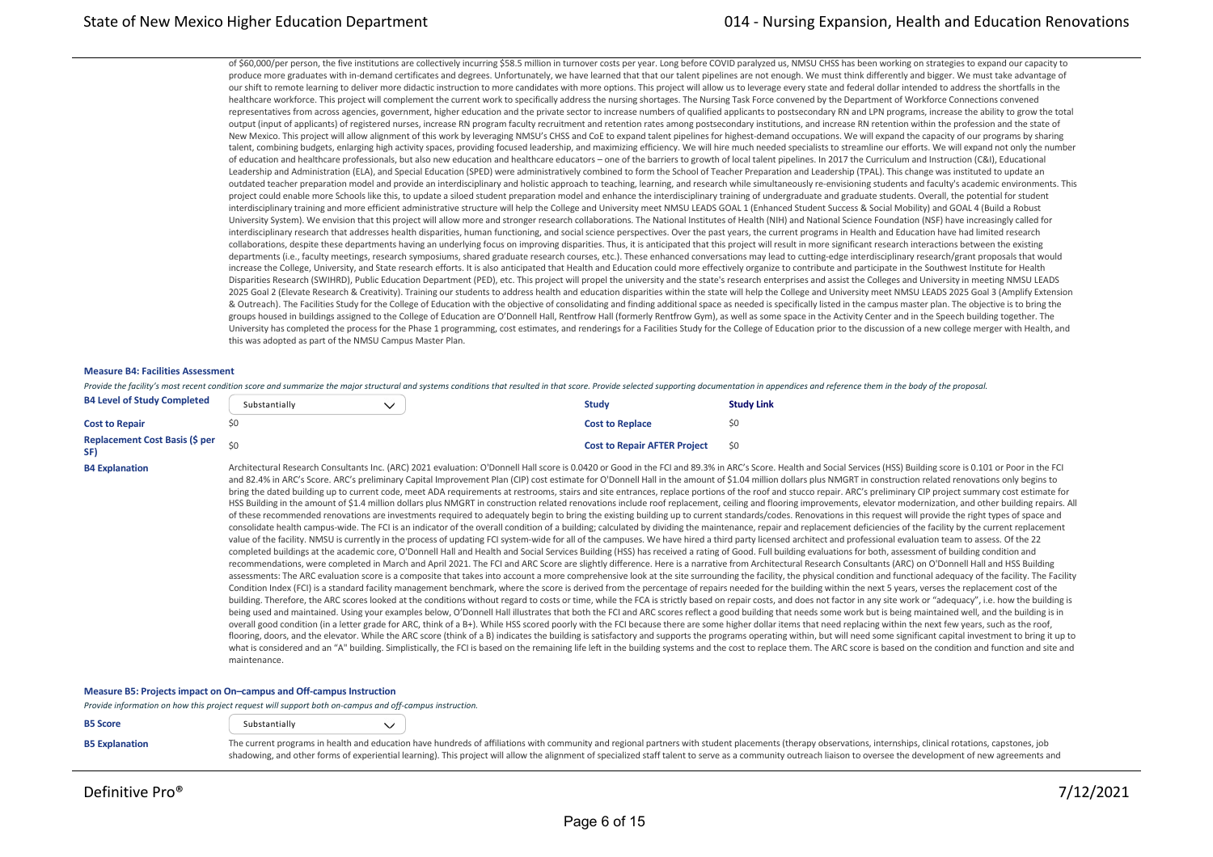of $60,000/per person, the five institutions are collectively incurring $58.5 million in turnover costs per year. Long before COVID paralyzed us, NMSU CHSS has been working on strategies to expand our capacity to produce more graduates with in-demand certificates and degrees. Unfortunately, we have learned that that our talent pipelines are not enough. We must think differently and bigger. We must take advantage of our shift to remote learning to deliver more didactic instruction to more candidates with more options. This project will allow us to leverage every state and federal dollar intended to address the shortfalls in the healthcare workforce. This project will complement the current work to specifically address the nursing shortages. The Nursing Task Force convened by the Department of Workforce Connections convened representatives from across agencies, government, higher education and the private sector to increase numbers of qualified applicants to postsecondary RN and LPN programs, increase the ability to grow the total output (input of applicants) of registered nurses, increase RN program faculty recruitment and retention rates among postsecondary institutions, and increase RN retention within the profession and the state of New Mexico. This project will allow alignment of this work by leveraging NMSU's CHSS and CoE to expand talent pipelines for highest-demand occupations. We will expand the capacity of our programs by sharing talent, combining budgets, enlarging high activity spaces, providing focused leadership, and maximizing efficiency. We will hire much needed specialists to streamline our efforts. We will expand not only the number of education and healthcare professionals, but also new education and healthcare educators – one of the barriers to growth of local talent pipelines. In 2017 the Curriculum and Instruction (C&I), Educational Leadership and Administration (ELA), and Special Education (SPED) were administratively combined to form the School of Teacher Preparation and Leadership (TPAL). This change was instituted to update an outdated teacher preparation model and provide an interdisciplinary and holistic approach to teaching, learning, and research while simultaneously re-envisioning students and faculty's academic environments. This project could enable more Schools like this, to update a siloed student preparation model and enhance the interdisciplinary training of undergraduate and graduate students. Overall, the potential for student interdisciplinary training and more efficient administrative structure will help the College and University meet NMSU LEADS GOAL 1 (Enhanced Student Success & Social Mobility) and GOAL 4 (Build a Robust University System). We envision that this project will allow more and stronger research collaborations. The National Institutes of Health (NIH) and National Science Foundation (NSF) have increasingly called for interdisciplinary research that addresses health disparities, human functioning, and social science perspectives. Over the past years, the current programs in Health and Education have had limited research collaborations, despite these departments having an underlying focus on improving disparities. Thus, it is anticipated that this project will result in more significant research interactions between the existing departments (i.e., faculty meetings, research symposiums, shared graduate research courses, etc.). These enhanced conversations may lead to cutting-edge interdisciplinary research/grant proposals that would increase the College, University, and State research efforts. It is also anticipated that Health and Education could more effectively organize to contribute and participate in the Southwest Institute for Health Disparities Research (SWIHRD), Public Education Department (PED), etc. This project will propel the university and the state's research enterprises and assist the Colleges and University in meeting NMSU LEADS 2025 Goal 2 (Elevate Research & Creativity). Training our students to address health and education disparities within the state will help the College and University meet NMSU LEADS 2025 Goal 3 (Amplify Extension & Outreach). The Facilities Study for the College of Education with the objective of consolidating and finding additional space as needed is specifically listed in the campus master plan. The objective is to bring the groups housed in buildings assigned to the College of Education are O'Donnell Hall, Rentfrow Hall (formerly Rentfrow Gym), as well as some space in the Activity Center and in the Speech building together. The University has completed the process for the Phase 1 programming, cost estimates, and renderings for a Facilities Study for the College of Education prior to the discussion of a new college merger with Health, and this was adopted as part of the NMSU Campus Master Plan.

### Measure B4: Facilities Assessment

*Provide the facility's most recent condition score and summarize the major structural and systems conditions that resulted in that score. Provide selected supporting documentation in appendices and reference them in the body of the proposal.*

| | | | |
|---|---|---|---|
| **B4 Level of Study Completed** | Substantially | **Study** | **Study Link** |
| **Cost to Repair** | $0 | **Cost to Replace** | $0 |
| **Replacement Cost Basis ($ per SF)** | $0 | **Cost to Repair AFTER Project** | $0 |

**B4 Explanation**

Architectural Research Consultants Inc. (ARC) 2021 evaluation: O'Donnell Hall score is 0.0420 or Good in the FCI and 89.3% in ARC's Score. Health and Social Services (HSS) Building score is 0.101 or Poor in the FCI and 82.4% in ARC's Score. ARC's preliminary Capital Improvement Plan (CIP) cost estimate for O'Donnell Hall in the amount of $1.04 million dollars plus NMGRT in construction related renovations only begins to bring the dated building up to current code, meet ADA requirements at restrooms, stairs and site entrances, replace portions of the roof and stucco repair. ARC's preliminary CIP project summary cost estimate for HSS Building in the amount of $1.4 million dollars plus NMGRT in construction related renovations include roof replacement, ceiling and flooring improvements, elevator modernization, and other building repairs. All of these recommended renovations are investments required to adequately begin to bring the existing building up to current standards/codes. Renovations in this request will provide the right types of space and consolidate health campus-wide. The FCI is an indicator of the overall condition of a building; calculated by dividing the maintenance, repair and replacement deficiencies of the facility by the current replacement value of the facility. NMSU is currently in the process of updating FCI system-wide for all of the campuses. We have hired a third party licensed architect and professional evaluation team to assess. Of the 22 completed buildings at the academic core, O'Donnell Hall and Health and Social Services Building (HSS) has received a rating of Good. Full building evaluations for both, assessment of building condition and recommendations, were completed in March and April 2021. The FCI and ARC Score are slightly difference. Here is a narrative from Architectural Research Consultants (ARC) on O'Donnell Hall and HSS Building assessments: The ARC evaluation score is a composite that takes into account a more comprehensive look at the site surrounding the facility, the physical condition and functional adequacy of the facility. The Facility Condition Index (FCI) is a standard facility management benchmark, where the score is derived from the percentage of repairs needed for the building within the next 5 years, verses the replacement cost of the building. Therefore, the ARC scores looked at the conditions without regard to costs or time, while the FCA is strictly based on repair costs, and does not factor in any site work or "adequacy", i.e. how the building is being used and maintained. Using your examples below, O'Donnell Hall illustrates that both the FCI and ARC scores reflect a good building that needs some work but is being maintained well, and the building is in overall good condition (in a letter grade for ARC, think of a B+). While HSS scored poorly with the FCI because there are some higher dollar items that need replacing within the next few years, such as the roof, flooring, doors, and the elevator. While the ARC score (think of a B) indicates the building is satisfactory and supports the programs operating within, but will need some significant capital investment to bring it up to what is considered and an "A" building. Simplistically, the FCI is based on the remaining life left in the building systems and the cost to replace them. The ARC score is based on the condition and function and site and maintenance.

### Measure B5: Projects impact on On–campus and Off-campus Instruction

*Provide information on how this project request will support both on-campus and off-campus instruction.*

**B5 Score:** Substantially

**B5 Explanation**

The current programs in health and education have hundreds of affiliations with community and regional partners with student placements (therapy observations, internships, clinical rotations, capstones, job shadowing, and other forms of experiential learning). This project will allow the alignment of specialized staff talent to serve as a community outreach liaison to oversee the development of new agreements and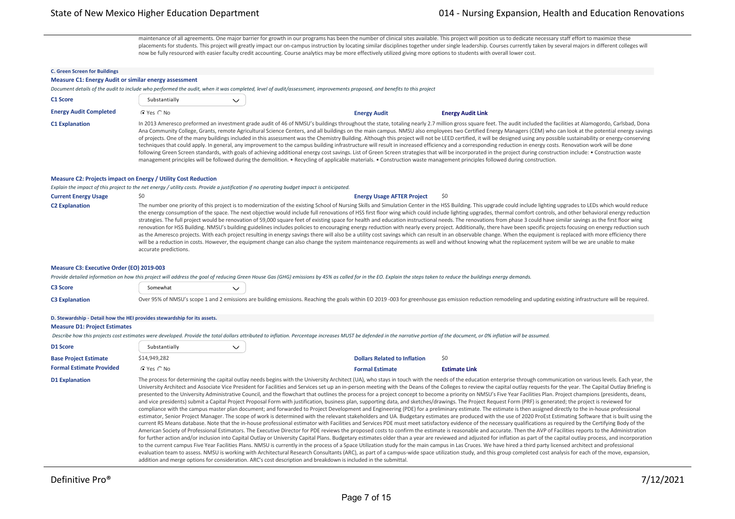maintenance of all agreements. One major barrier for growth in our programs has been the number of clinical sites available. This project will position us to dedicate necessary staff effort to maximize these placements for students. This project will greatly impact our on-campus instruction by locating similar disciplines together under single leadership. Courses currently taken by several majors in different colleges will now be fully resourced with easier faculty credit accounting. Course analytics may be more effectively utilized giving more options to students with overall lower cost.

### C. Green Screen for Buildings

#### Measure C1: Energy Audit or similar energy assessment

*Document details of the audit to include who performed the audit, when it was completed, level of audit/assessment, improvements proposed, and benefits to this project*

**C1 Score:** Substantially

**Energy Audit Completed:** (•) Yes ( ) No | **Energy Audit** | **Energy Audit Link**

**C1 Explanation:** In 2013 Ameresco preformed an investment grade audit of 46 of NMSU's buildings throughout the state, totaling nearly 2.7 million gross square feet. The audit included the facilities at Alamogordo, Carlsbad, Dona Ana Community College, Grants, remote Agricultural Science Centers, and all buildings on the main campus. NMSU also employees two Certified Energy Managers (CEM) who can look at the potential energy savings of projects. One of the many buildings included in this assessment was the Chemistry Building. Although this project will not be LEED certified, it will be designed using any possible sustainability or energy-conserving techniques that could apply. In general, any improvement to the campus building infrastructure will result in increased efficiency and a corresponding reduction in energy costs. Renovation work will be done following Green Screen standards, with goals of achieving additional energy cost savings. List of Green Screen strategies that will be incorporated in the project during construction include: • Construction waste management principles will be followed during the demolition. • Recycling of applicable materials. • Construction waste management principles followed during construction.

#### Measure C2: Projects impact on Energy / Utility Cost Reduction

*Explain the impact of this project to the net energy / utility costs. Provide a justification if no operating budget impact is anticipated.*

**Current Energy Usage:** $0 | **Energy Usage AFTER Project:** $0

**C2 Explanation:** The number one priority of this project is to modernization of the existing School of Nursing Skills and Simulation Center in the HSS Building. This upgrade could include lighting upgrades to LEDs which would reduce the energy consumption of the space. The next objective would include full renovations of HSS first floor wing which could include lighting upgrades, thermal comfort controls, and other behavioral energy reduction strategies. The full project would be renovation of 59,000 square feet of existing space for health and education instructional needs. The renovations from phase 3 could have similar savings as the first floor wing renovation for HSS Building. NMSU's building guidelines includes policies to encouraging energy reduction with nearly every project. Additionally, there have been specific projects focusing on energy reduction such as the Ameresco projects. With each project resulting in energy savings there will also be a utility cost savings which can result in an observable change. When the equipment is replaced with more efficiency there will be a reduction in costs. However, the equipment change can also change the system maintenance requirements as well and without knowing what the replacement system will be we are unable to make accurate predictions.

#### Measure C3: Executive Order (EO) 2019-003

*Provide detailed information on how this project will address the goal of reducing Green House Gas (GHG) emissions by 45% as called for in the EO. Explain the steps taken to reduce the buildings energy demands.*

**C3 Score:** Somewhat

**C3 Explanation:** Over 95% of NMSU's scope 1 and 2 emissions are building emissions. Reaching the goals within EO 2019 -003 for greenhouse gas emission reduction remodeling and updating existing infrastructure will be required.

### D. Stewardship - Detail how the HEI provides stewardship for its assets.

#### Measure D1: Project Estimates

*Describe how this projects cost estimates were developed. Provide the total dollars attributed to inflation. Percentage increases MUST be defended in the narrative portion of the document, or 0% inflation will be assumed.*

**D1 Score:** Substantially

**Base Project Estimate:** $14,949,282 | **Dollars Related to Inflation:** $0

**Formal Estimate Provided:** (•) Yes ( ) No | **Formal Estimate** | **Estimate Link**

**D1 Explanation:** The process for determining the capital outlay needs begins with the University Architect (UA), who stays in touch with the needs of the education enterprise through communication on various levels. Each year, the University Architect and Associate Vice President for Facilities and Services set up an in-person meeting with the Deans of the Colleges to review the capital outlay requests for the year. The Capital Outlay Briefing is presented to the University Administrative Council, and the flowchart that outlines the process for a project concept to become a priority on NMSU's Five Year Facilities Plan. Project champions (presidents, deans, and vice presidents) submit a Capital Project Proposal Form with justification, business plan, supporting data, and sketches/drawings. The Project Request Form (PRF) is generated; the project is reviewed for compliance with the campus master plan document; and forwarded to Project Development and Engineering (PDE) for a preliminary estimate. The estimate is then assigned directly to the in-house professional estimator, Senior Project Manager. The scope of work is determined with the relevant stakeholders and UA. Budgetary estimates are produced with the use of 2020 ProEst Estimating Software that is built using the current RS Means database. Note that the in-house professional estimator with Facilities and Services PDE must meet satisfactory evidence of the necessary qualifications as required by the Certifying Body of the American Society of Professional Estimators. The Executive Director for PDE reviews the proposed costs to confirm the estimate is reasonable and accurate. Then the AVP of Facilities reports to the Administration for further action and/or inclusion into Capital Outlay or University Capital Plans. Budgetary estimates older than a year are reviewed and adjusted for inflation as part of the capital outlay process, and incorporation to the current campus Five Year Facilities Plans. NMSU is currently in the process of a Space Utilization study for the main campus in Las Cruces. We have hired a third party licensed architect and professional evaluation team to assess. NMSU is working with Architectural Research Consultants (ARC), as part of a campus-wide space utilization study, and this group completed cost analysis for each of the move, expansion, addition and merge options for consideration. ARC's cost description and breakdown is included in the submittal.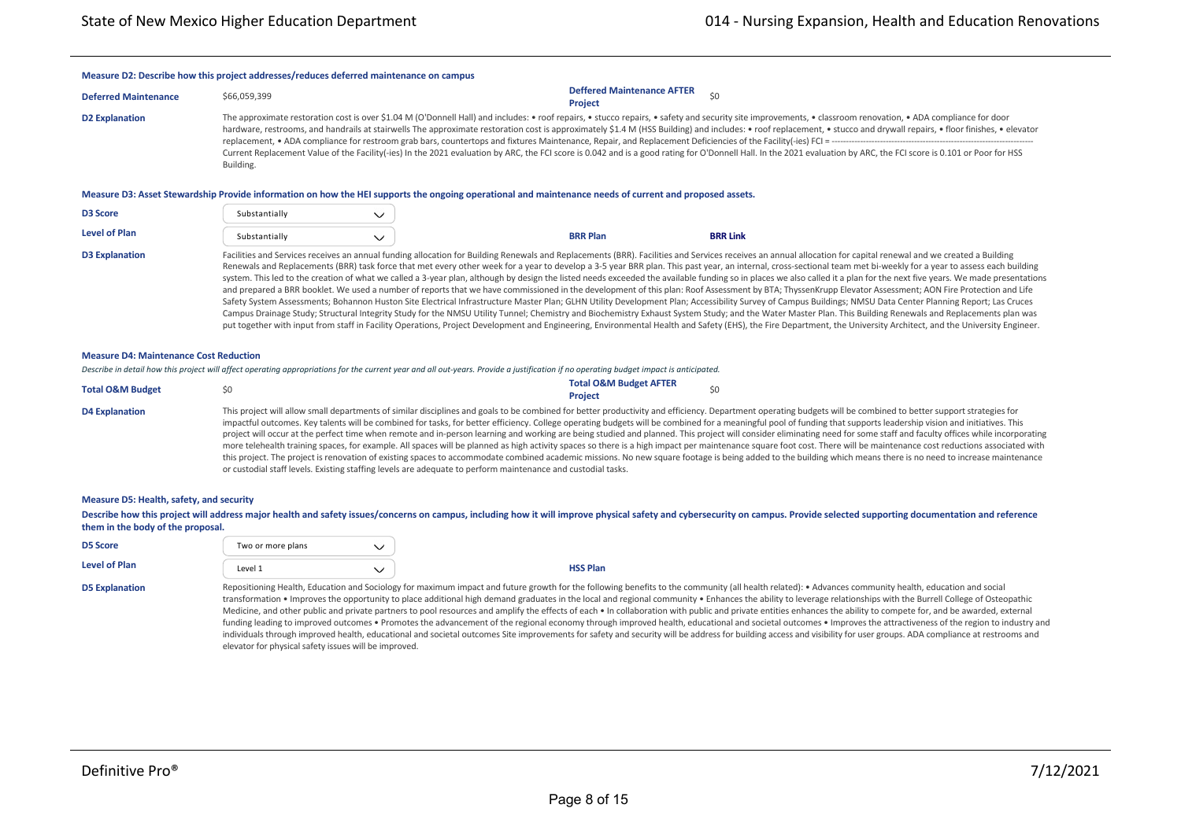**Measure D2: Describe how this project addresses/reduces deferred maintenance on campus**

| | | | |
|---|---|---|---|
| **Deferred Maintenance** | $66,059,399 | **Deffered Maintenance AFTER Project** | $0 |

**D2 Explanation**

The approximate restoration cost is over $1.04 M (O'Donnell Hall) and includes: • roof repairs, • stucco repairs, • safety and security site improvements, • classroom renovation, • ADA compliance for door hardware, restrooms, and handrails at stairwells The approximate restoration cost is approximately $1.4 M (HSS Building) and includes: • roof replacement, • stucco and drywall repairs, • floor finishes, • elevator replacement, • ADA compliance for restroom grab bars, countertops and fixtures Maintenance, Repair, and Replacement Deficiencies of the Facility(-ies) FCI = ---------------------------------------------------------------------- Current Replacement Value of the Facility(-ies) In the 2021 evaluation by ARC, the FCI score is 0.042 and is a good rating for O'Donnell Hall. In the 2021 evaluation by ARC, the FCI score is 0.101 or Poor for HSS Building.

**Measure D3: Asset Stewardship Provide information on how the HEI supports the ongoing operational and maintenance needs of current and proposed assets.**

| | | | |
|---|---|---|---|
| **D3 Score** | Substantially | | |
| **Level of Plan** | Substantially | **BRR Plan** | **BRR Link** |

**D3 Explanation**

Facilities and Services receives an annual funding allocation for Building Renewals and Replacements (BRR). Facilities and Services receives an annual allocation for capital renewal and we created a Building Renewals and Replacements (BRR) task force that met every other week for a year to develop a 3-5 year BRR plan. This past year, an internal, cross-sectional team met bi-weekly for a year to assess each building system. This led to the creation of what we called a 3-year plan, although by design the listed needs exceeded the available funding so in places we also called it a plan for the next five years. We made presentations and prepared a BRR booklet. We used a number of reports that we have commissioned in the development of this plan: Roof Assessment by BTA; ThyssenKrupp Elevator Assessment; AON Fire Protection and Life Safety System Assessments; Bohannon Huston Site Electrical Infrastructure Master Plan; GLHN Utility Development Plan; Accessibility Survey of Campus Buildings; NMSU Data Center Planning Report; Las Cruces Campus Drainage Study; Structural Integrity Study for the NMSU Utility Tunnel; Chemistry and Biochemistry Exhaust System Study; and the Water Master Plan. This Building Renewals and Replacements plan was put together with input from staff in Facility Operations, Project Development and Engineering, Environmental Health and Safety (EHS), the Fire Department, the University Architect, and the University Engineer.

**Measure D4: Maintenance Cost Reduction**

*Describe in detail how this project will affect operating appropriations for the current year and all out-years. Provide a justification if no operating budget impact is anticipated.*

| | | | |
|---|---|---|---|
| **Total O&M Budget** | $0 | **Total O&M Budget AFTER Project** | $0 |

**D4 Explanation**

This project will allow small departments of similar disciplines and goals to be combined for better productivity and efficiency. Department operating budgets will be combined to better support strategies for impactful outcomes. Key talents will be combined for tasks, for better efficiency. College operating budgets will be combined for a meaningful pool of funding that supports leadership vision and initiatives. This project will occur at the perfect time when remote and in-person learning and working are being studied and planned. This project will consider eliminating need for some staff and faculty offices while incorporating more telehealth training spaces, for example. All spaces will be planned as high activity spaces so there is a high impact per maintenance square foot cost. There will be maintenance cost reductions associated with this project. The project is renovation of existing spaces to accommodate combined academic missions. No new square footage is being added to the building which means there is no need to increase maintenance or custodial staff levels. Existing staffing levels are adequate to perform maintenance and custodial tasks.

**Measure D5: Health, safety, and security**

**Describe how this project will address major health and safety issues/concerns on campus, including how it will improve physical safety and cybersecurity on campus. Provide selected supporting documentation and reference them in the body of the proposal.**

| | | |
|---|---|---|
| **D5 Score** | Two or more plans | |
| **Level of Plan** | Level 1 | **HSS Plan** |

**D5 Explanation**

Repositioning Health, Education and Sociology for maximum impact and future growth for the following benefits to the community (all health related): • Advances community health, education and social transformation • Improves the opportunity to place additional high demand graduates in the local and regional community • Enhances the ability to leverage relationships with the Burrell College of Osteopathic Medicine, and other public and private partners to pool resources and amplify the effects of each • In collaboration with public and private entities enhances the ability to compete for, and be awarded, external funding leading to improved outcomes • Promotes the advancement of the regional economy through improved health, educational and societal outcomes • Improves the attractiveness of the region to industry and individuals through improved health, educational and societal outcomes Site improvements for safety and security will be address for building access and visibility for user groups. ADA compliance at restrooms and elevator for physical safety issues will be improved.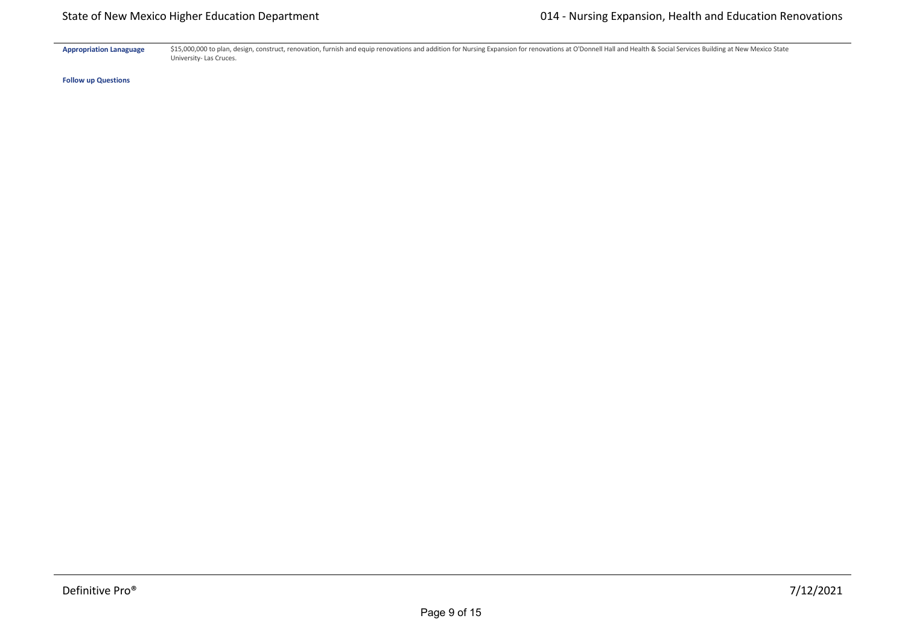**Appropriation Lanaguage** $15,000,000 to plan, design, construct, renovation, furnish and equip renovations and addition for Nursing Expansion for renovations at O'Donnell Hall and Health & Social Services Building at New Mexico State University- Las Cruces.

**Follow up Questions**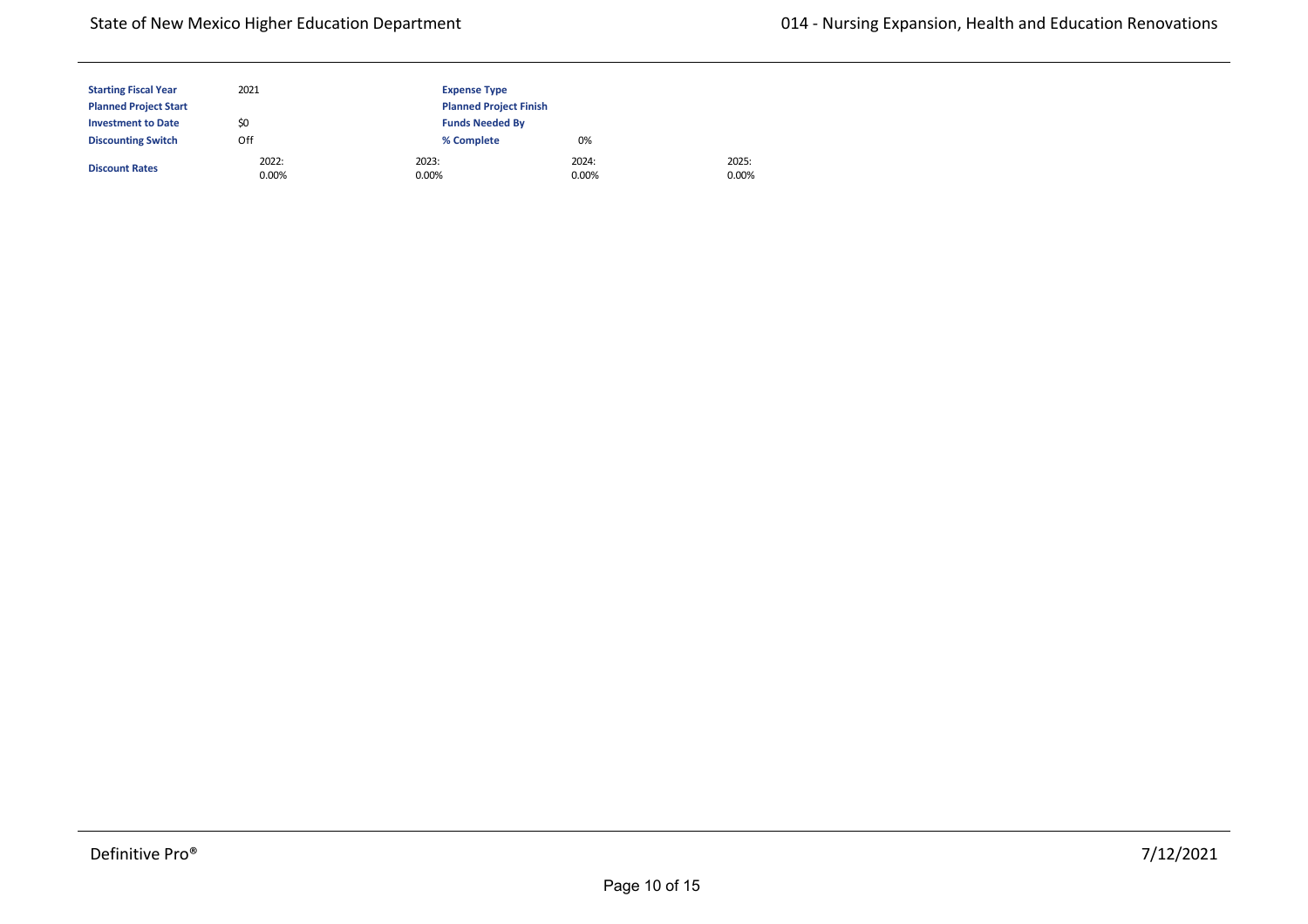| | | | | |
|---|---|---|---|---|
| **Starting Fiscal Year** | 2021 | **Expense Type** | | |
| **Planned Project Start** | | **Planned Project Finish** | | |
| **Investment to Date** | $0 | **Funds Needed By** | | |
| **Discounting Switch** | Off | **% Complete** | 0% | |
| **Discount Rates** | 2022: 0.00% | 2023: 0.00% | 2024: 0.00% | 2025: 0.00% |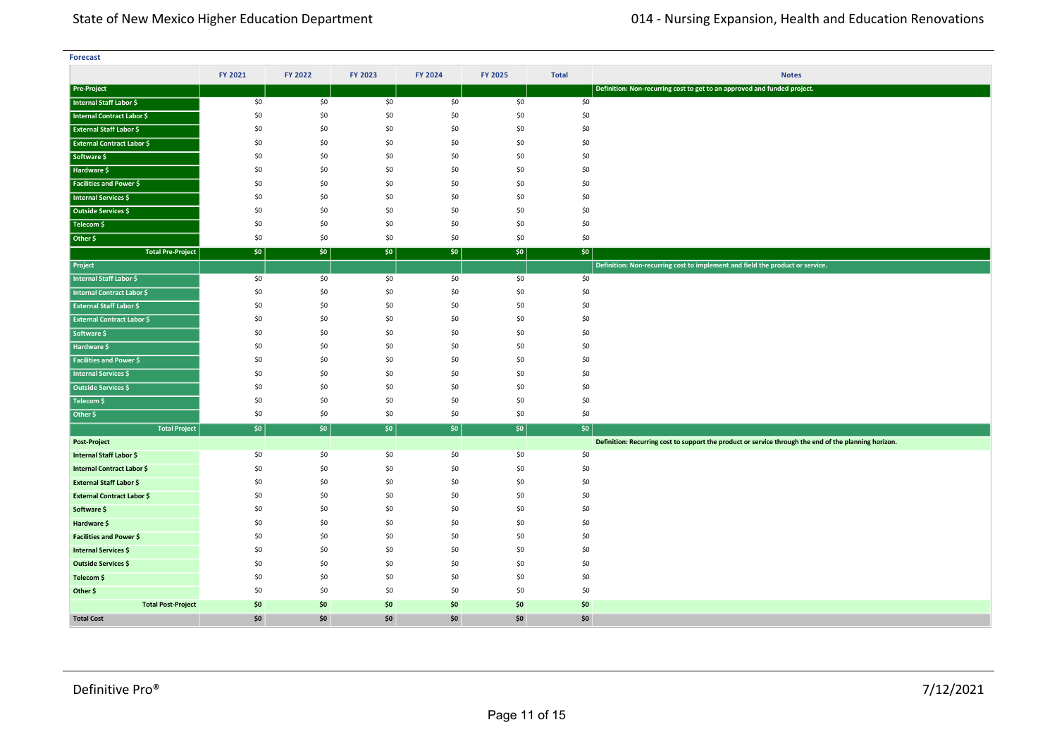**Forecast**

| | FY 2021 | FY 2022 | FY 2023 | FY 2024 | FY 2025 | Total | Notes |
|---|---|---|---|---|---|---|---|
| **Pre-Project** | | | | | | | **Definition: Non-recurring cost to get to an approved and funded project.** |
| **Internal Staff Labor $** | $0 | $0 | $0 | $0 | $0 | $0 | |
| **Internal Contract Labor $** | $0 | $0 | $0 | $0 | $0 | $0 | |
| **External Staff Labor $** | $0 | $0 | $0 | $0 | $0 | $0 | |
| **External Contract Labor $** | $0 | $0 | $0 | $0 | $0 | $0 | |
| **Software $** | $0 | $0 | $0 | $0 | $0 | $0 | |
| **Hardware $** | $0 | $0 | $0 | $0 | $0 | $0 | |
| **Facilities and Power $** | $0 | $0 | $0 | $0 | $0 | $0 | |
| **Internal Services $** | $0 | $0 | $0 | $0 | $0 | $0 | |
| **Outside Services $** | $0 | $0 | $0 | $0 | $0 | $0 | |
| **Telecom $** | $0 | $0 | $0 | $0 | $0 | $0 | |
| **Other $** | $0 | $0 | $0 | $0 | $0 | $0 | |
| **Total Pre-Project** | **$0** | **$0** | **$0** | **$0** | **$0** | **$0** | |
| **Project** | | | | | | | **Definition: Non-recurring cost to implement and field the product or service.** |
| **Internal Staff Labor $** | $0 | $0 | $0 | $0 | $0 | $0 | |
| **Internal Contract Labor $** | $0 | $0 | $0 | $0 | $0 | $0 | |
| **External Staff Labor $** | $0 | $0 | $0 | $0 | $0 | $0 | |
| **External Contract Labor $** | $0 | $0 | $0 | $0 | $0 | $0 | |
| **Software $** | $0 | $0 | $0 | $0 | $0 | $0 | |
| **Hardware $** | $0 | $0 | $0 | $0 | $0 | $0 | |
| **Facilities and Power $** | $0 | $0 | $0 | $0 | $0 | $0 | |
| **Internal Services $** | $0 | $0 | $0 | $0 | $0 | $0 | |
| **Outside Services $** | $0 | $0 | $0 | $0 | $0 | $0 | |
| **Telecom $** | $0 | $0 | $0 | $0 | $0 | $0 | |
| **Other $** | $0 | $0 | $0 | $0 | $0 | $0 | |
| **Total Project** | **$0** | **$0** | **$0** | **$0** | **$0** | **$0** | |
| **Post-Project** | | | | | | | **Definition: Recurring cost to support the product or service through the end of the planning horizon.** |
| **Internal Staff Labor $** | $0 | $0 | $0 | $0 | $0 | $0 | |
| **Internal Contract Labor $** | $0 | $0 | $0 | $0 | $0 | $0 | |
| **External Staff Labor $** | $0 | $0 | $0 | $0 | $0 | $0 | |
| **External Contract Labor $** | $0 | $0 | $0 | $0 | $0 | $0 | |
| **Software $** | $0 | $0 | $0 | $0 | $0 | $0 | |
| **Hardware $** | $0 | $0 | $0 | $0 | $0 | $0 | |
| **Facilities and Power $** | $0 | $0 | $0 | $0 | $0 | $0 | |
| **Internal Services $** | $0 | $0 | $0 | $0 | $0 | $0 | |
| **Outside Services $** | $0 | $0 | $0 | $0 | $0 | $0 | |
| **Telecom $** | $0 | $0 | $0 | $0 | $0 | $0 | |
| **Other $** | $0 | $0 | $0 | $0 | $0 | $0 | |
| **Total Post-Project** | **$0** | **$0** | **$0** | **$0** | **$0** | **$0** | |
| **Total Cost** | **$0** | **$0** | **$0** | **$0** | **$0** | **$0** | |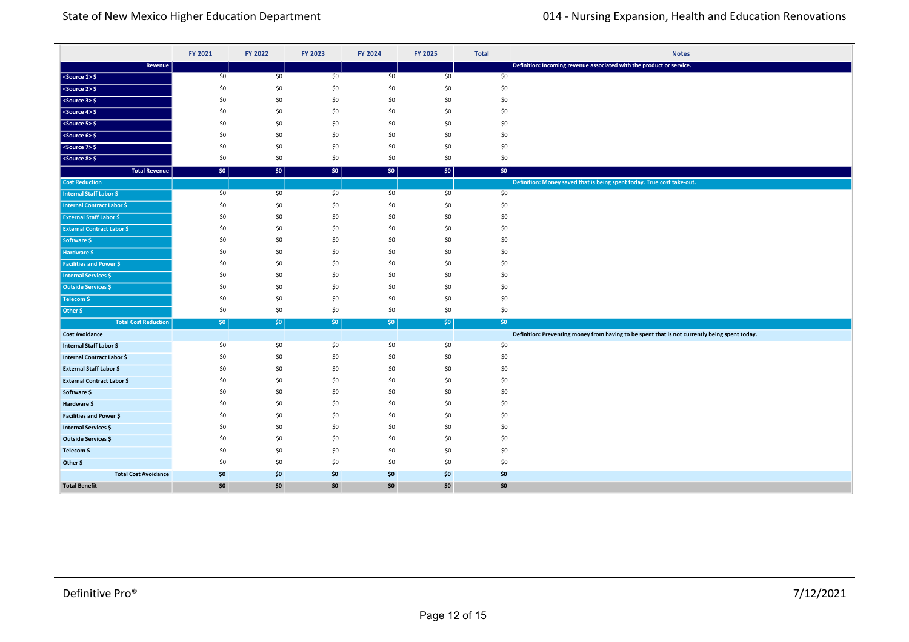| | FY 2021 | FY 2022 | FY 2023 | FY 2024 | FY 2025 | Total | Notes |
|---|---|---|---|---|---|---|---|
| **Revenue** | | | | | | | **Definition: Incoming revenue associated with the product or service.** |
| <Source 1> $ | $0 | $0 | $0 | $0 | $0 | $0 | |
| <Source 2> $ | $0 | $0 | $0 | $0 | $0 | $0 | |
| <Source 3> $ | $0 | $0 | $0 | $0 | $0 | $0 | |
| <Source 4> $ | $0 | $0 | $0 | $0 | $0 | $0 | |
| <Source 5> $ | $0 | $0 | $0 | $0 | $0 | $0 | |
| <Source 6> $ | $0 | $0 | $0 | $0 | $0 | $0 | |
| <Source 7> $ | $0 | $0 | $0 | $0 | $0 | $0 | |
| <Source 8> $ | $0 | $0 | $0 | $0 | $0 | $0 | |
| **Total Revenue** | **$0** | **$0** | **$0** | **$0** | **$0** | **$0** | |
| **Cost Reduction** | | | | | | | **Definition: Money saved that is being spent today. True cost take-out.** |
| Internal Staff Labor $ | $0 | $0 | $0 | $0 | $0 | $0 | |
| Internal Contract Labor $ | $0 | $0 | $0 | $0 | $0 | $0 | |
| External Staff Labor $ | $0 | $0 | $0 | $0 | $0 | $0 | |
| External Contract Labor $ | $0 | $0 | $0 | $0 | $0 | $0 | |
| Software $ | $0 | $0 | $0 | $0 | $0 | $0 | |
| Hardware $ | $0 | $0 | $0 | $0 | $0 | $0 | |
| Facilities and Power $ | $0 | $0 | $0 | $0 | $0 | $0 | |
| Internal Services $ | $0 | $0 | $0 | $0 | $0 | $0 | |
| Outside Services $ | $0 | $0 | $0 | $0 | $0 | $0 | |
| Telecom $ | $0 | $0 | $0 | $0 | $0 | $0 | |
| Other $ | $0 | $0 | $0 | $0 | $0 | $0 | |
| **Total Cost Reduction** | **$0** | **$0** | **$0** | **$0** | **$0** | **$0** | |
| **Cost Avoidance** | | | | | | | **Definition: Preventing money from having to be spent that is not currently being spent today.** |
| Internal Staff Labor $ | $0 | $0 | $0 | $0 | $0 | $0 | |
| Internal Contract Labor $ | $0 | $0 | $0 | $0 | $0 | $0 | |
| External Staff Labor $ | $0 | $0 | $0 | $0 | $0 | $0 | |
| External Contract Labor $ | $0 | $0 | $0 | $0 | $0 | $0 | |
| Software $ | $0 | $0 | $0 | $0 | $0 | $0 | |
| Hardware $ | $0 | $0 | $0 | $0 | $0 | $0 | |
| Facilities and Power $ | $0 | $0 | $0 | $0 | $0 | $0 | |
| Internal Services $ | $0 | $0 | $0 | $0 | $0 | $0 | |
| Outside Services $ | $0 | $0 | $0 | $0 | $0 | $0 | |
| Telecom $ | $0 | $0 | $0 | $0 | $0 | $0 | |
| Other $ | $0 | $0 | $0 | $0 | $0 | $0 | |
| **Total Cost Avoidance** | **$0** | **$0** | **$0** | **$0** | **$0** | **$0** | |
| **Total Benefit** | **$0** | **$0** | **$0** | **$0** | **$0** | **$0** | |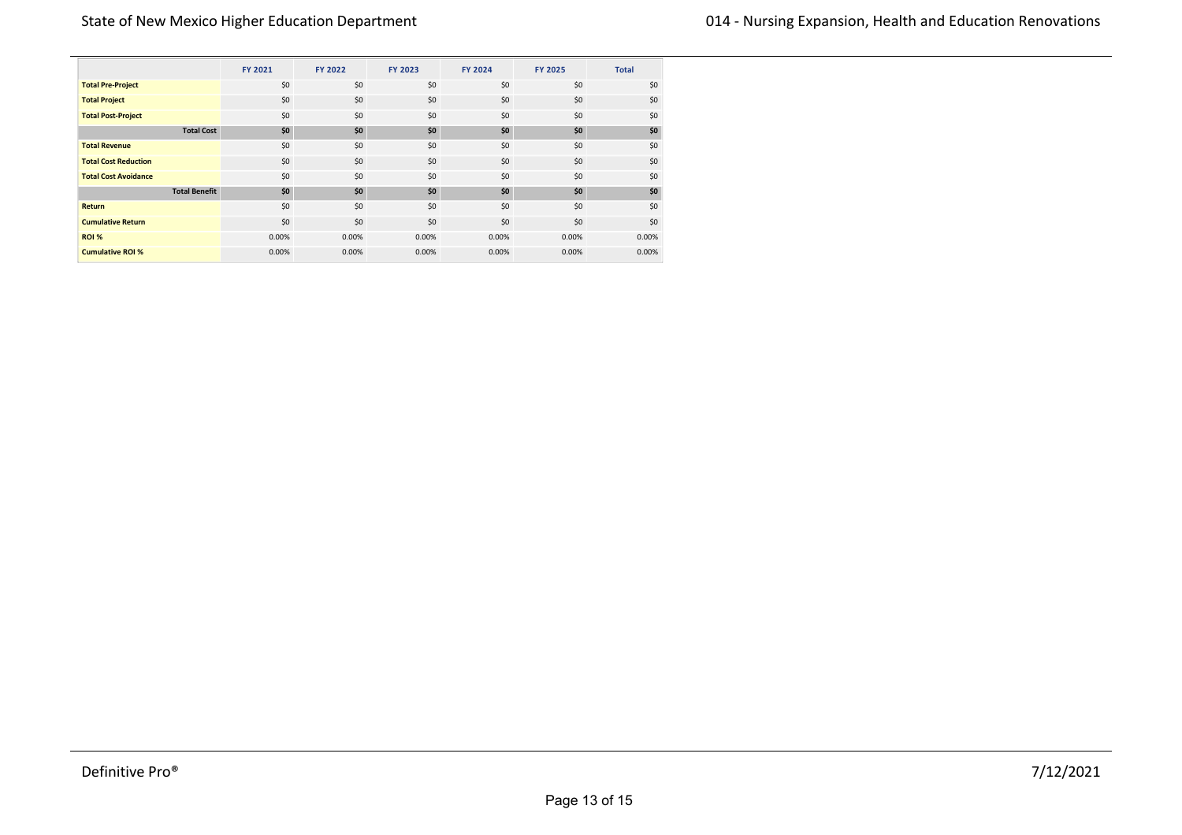| | FY 2021 | FY 2022 | FY 2023 | FY 2024 | FY 2025 | Total |
|---|---|---|---|---|---|---|
| **Total Pre-Project** | $0 | $0 | $0 | $0 | $0 | $0 |
| **Total Project** | $0 | $0 | $0 | $0 | $0 | $0 |
| **Total Post-Project** | $0 | $0 | $0 | $0 | $0 | $0 |
| **Total Cost** | **$0** | **$0** | **$0** | **$0** | **$0** | **$0** |
| **Total Revenue** | $0 | $0 | $0 | $0 | $0 | $0 |
| **Total Cost Reduction** | $0 | $0 | $0 | $0 | $0 | $0 |
| **Total Cost Avoidance** | $0 | $0 | $0 | $0 | $0 | $0 |
| **Total Benefit** | **$0** | **$0** | **$0** | **$0** | **$0** | **$0** |
| **Return** | $0 | $0 | $0 | $0 | $0 | $0 |
| **Cumulative Return** | $0 | $0 | $0 | $0 | $0 | $0 |
| **ROI %** | 0.00% | 0.00% | 0.00% | 0.00% | 0.00% | 0.00% |
| **Cumulative ROI %** | 0.00% | 0.00% | 0.00% | 0.00% | 0.00% | 0.00% |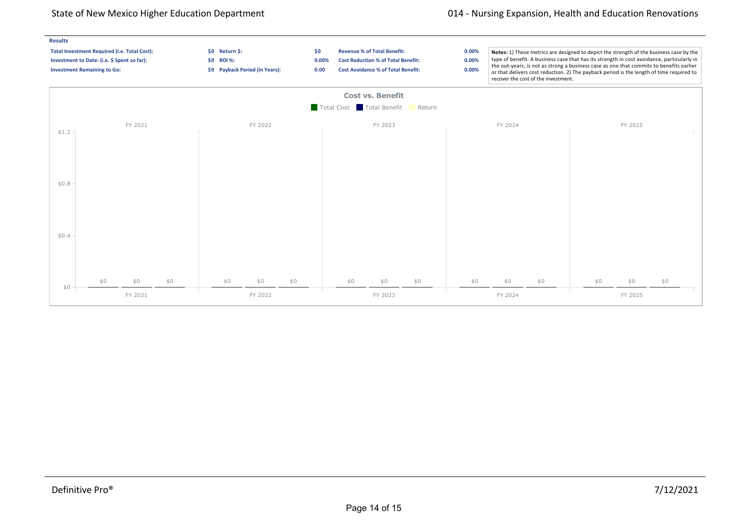**Results**

| | | | | | |
|---|---|---|---|---|---|
| **Total Investment Required (i.e. Total Cost):** | **$0** | **Return $:** | **$0** | **Revenue % of Total Benefit:** | **0.00%** |
| **Investment to Date: (i.e. $ Spent so far):** | **$0** | **ROI %:** | **0.00%** | **Cost Reduction % of Total Benefit:** | **0.00%** |
| **Investment Remaining to Go:** | **$0** | **Payback Period (in Years):** | **0.00** | **Cost Avoidance % of Total Benefit:** | **0.00%** |

**Notes:** 1) These metrics are designed to depict the strength of the business case by the type of benefit. A business case that has its strength in cost avoidance, particularly in the out-years, is not as strong a business case as one that commits to benefits earlier or that delivers cost reduction. 2) The payback period is the length of time required to recover the cost of the investment.

**Cost vs. Benefit**

Total Cost | Total Benefit | Return

| | Total Cost | Total Benefit | Return |
|---|---|---|---|
| FY 2021 | $0 | $0 | $0 |
| FY 2022 | $0 | $0 | $0 |
| FY 2023 | $0 | $0 | $0 |
| FY 2024 | $0 | $0 | $0 |
| FY 2025 | $0 | $0 | $0 |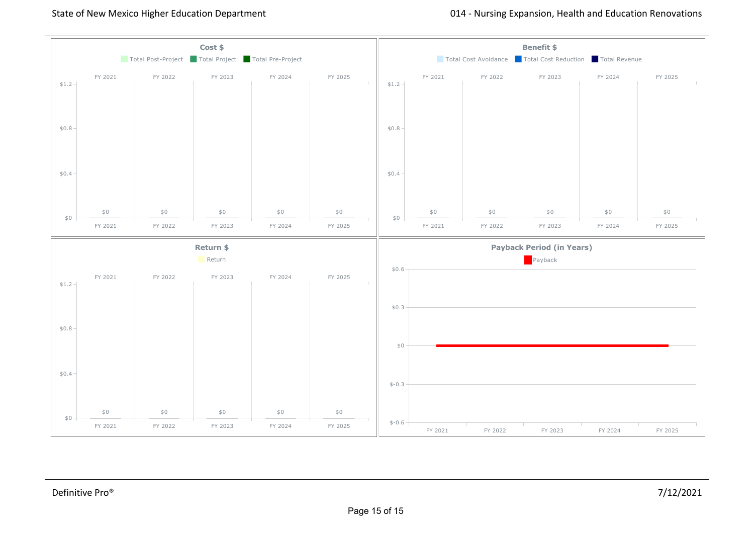Cost $

Total Post-Project Total Project Total Pre-Project

FY 2021 FY 2022 FY 2023 FY 2024 FY 2025

$1.2
$0.8
$0.4
$0

$0 $0 $0 $0 $0

FY 2021 FY 2022 FY 2023 FY 2024 FY 2025

Benefit $

Total Cost Avoidance Total Cost Reduction Total Revenue

FY 2021 FY 2022 FY 2023 FY 2024 FY 2025

$1.2
$0.8
$0.4
$0

$0 $0 $0 $0 $0

FY 2021 FY 2022 FY 2023 FY 2024 FY 2025

Return $

Return

FY 2021 FY 2022 FY 2023 FY 2024 FY 2025

$1.2
$0.8
$0.4
$0

$0 $0 $0 $0 $0

FY 2021 FY 2022 FY 2023 FY 2024 FY 2025

Payback Period (in Years)

Payback

$0.6
$0.3
$0
$-0.3
$-0.6

FY 2021 FY 2022 FY 2023 FY 2024 FY 2025